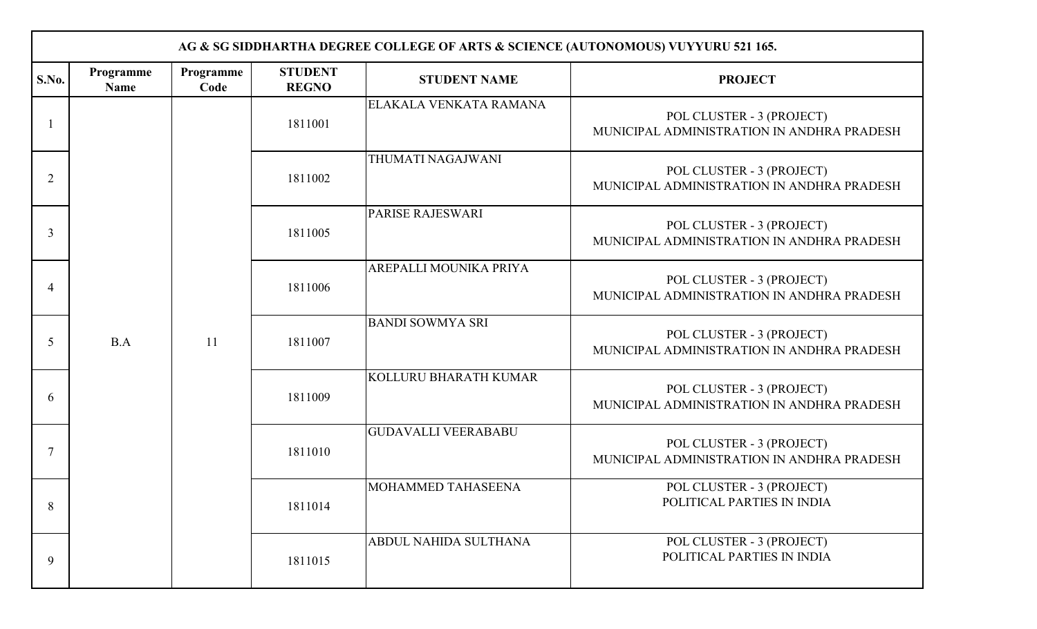| AG & SG SIDDHARTHA DEGREE COLLEGE OF ARTS & SCIENCE (AUTONOMOUS) VUYYURU 521 165. | | | | | |
|---|---|---|---|---|---|
| **S.No.** | **Programme Name** | **Programme Code** | **STUDENT REGNO** | **STUDENT NAME** | **PROJECT** |
| 1 | B.A | 11 | 1811001 | ELAKALA VENKATA RAMANA | POL CLUSTER - 3 (PROJECT) MUNICIPAL ADMINISTRATION IN ANDHRA PRADESH |
| 2 | | | 1811002 | THUMATI NAGAJWANI | POL CLUSTER - 3 (PROJECT) MUNICIPAL ADMINISTRATION IN ANDHRA PRADESH |
| 3 | | | 1811005 | PARISE RAJESWARI | POL CLUSTER - 3 (PROJECT) MUNICIPAL ADMINISTRATION IN ANDHRA PRADESH |
| 4 | | | 1811006 | AREPALLI MOUNIKA PRIYA | POL CLUSTER - 3 (PROJECT) MUNICIPAL ADMINISTRATION IN ANDHRA PRADESH |
| 5 | | | 1811007 | BANDI SOWMYA SRI | POL CLUSTER - 3 (PROJECT) MUNICIPAL ADMINISTRATION IN ANDHRA PRADESH |
| 6 | | | 1811009 | KOLLURU BHARATH KUMAR | POL CLUSTER - 3 (PROJECT) MUNICIPAL ADMINISTRATION IN ANDHRA PRADESH |
| 7 | | | 1811010 | GUDAVALLI VEERABABU | POL CLUSTER - 3 (PROJECT) MUNICIPAL ADMINISTRATION IN ANDHRA PRADESH |
| 8 | | | 1811014 | MOHAMMED TAHASEENA | POL CLUSTER - 3 (PROJECT) POLITICAL PARTIES IN INDIA |
| 9 | | | 1811015 | ABDUL NAHIDA SULTHANA | POL CLUSTER - 3 (PROJECT) POLITICAL PARTIES IN INDIA |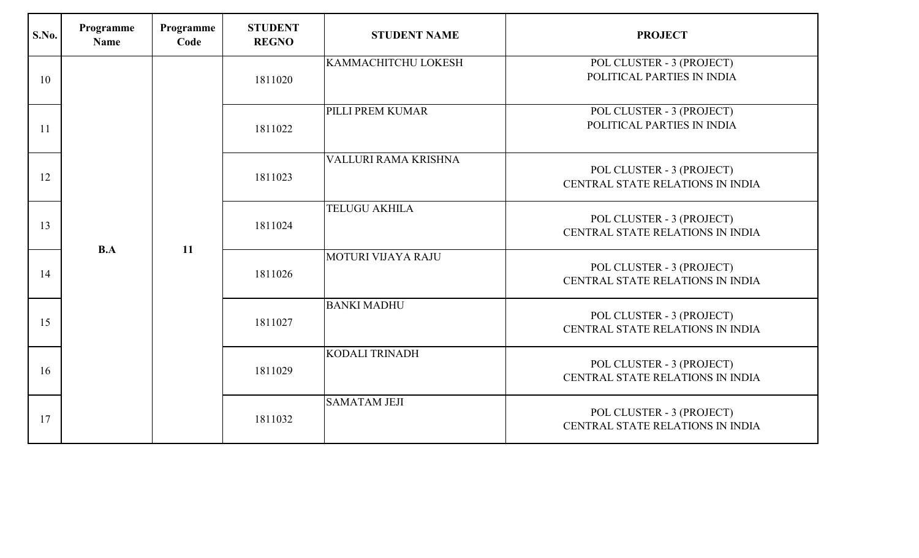| S.No. | Programme Name | Programme Code | STUDENT REGNO | STUDENT NAME | PROJECT |
|---|---|---|---|---|---|
| 10 | B.A | 11 | 1811020 | KAMMACHITCHU LOKESH | POL CLUSTER - 3 (PROJECT) POLITICAL PARTIES IN INDIA |
| 11 | | | 1811022 | PILLI PREM KUMAR | POL CLUSTER - 3 (PROJECT) POLITICAL PARTIES IN INDIA |
| 12 | | | 1811023 | VALLURI RAMA KRISHNA | POL CLUSTER - 3 (PROJECT) CENTRAL STATE RELATIONS IN INDIA |
| 13 | | | 1811024 | TELUGU AKHILA | POL CLUSTER - 3 (PROJECT) CENTRAL STATE RELATIONS IN INDIA |
| 14 | | | 1811026 | MOTURI VIJAYA RAJU | POL CLUSTER - 3 (PROJECT) CENTRAL STATE RELATIONS IN INDIA |
| 15 | | | 1811027 | BANKI MADHU | POL CLUSTER - 3 (PROJECT) CENTRAL STATE RELATIONS IN INDIA |
| 16 | | | 1811029 | KODALI TRINADH | POL CLUSTER - 3 (PROJECT) CENTRAL STATE RELATIONS IN INDIA |
| 17 | | | 1811032 | SAMATAM JEJI | POL CLUSTER - 3 (PROJECT) CENTRAL STATE RELATIONS IN INDIA |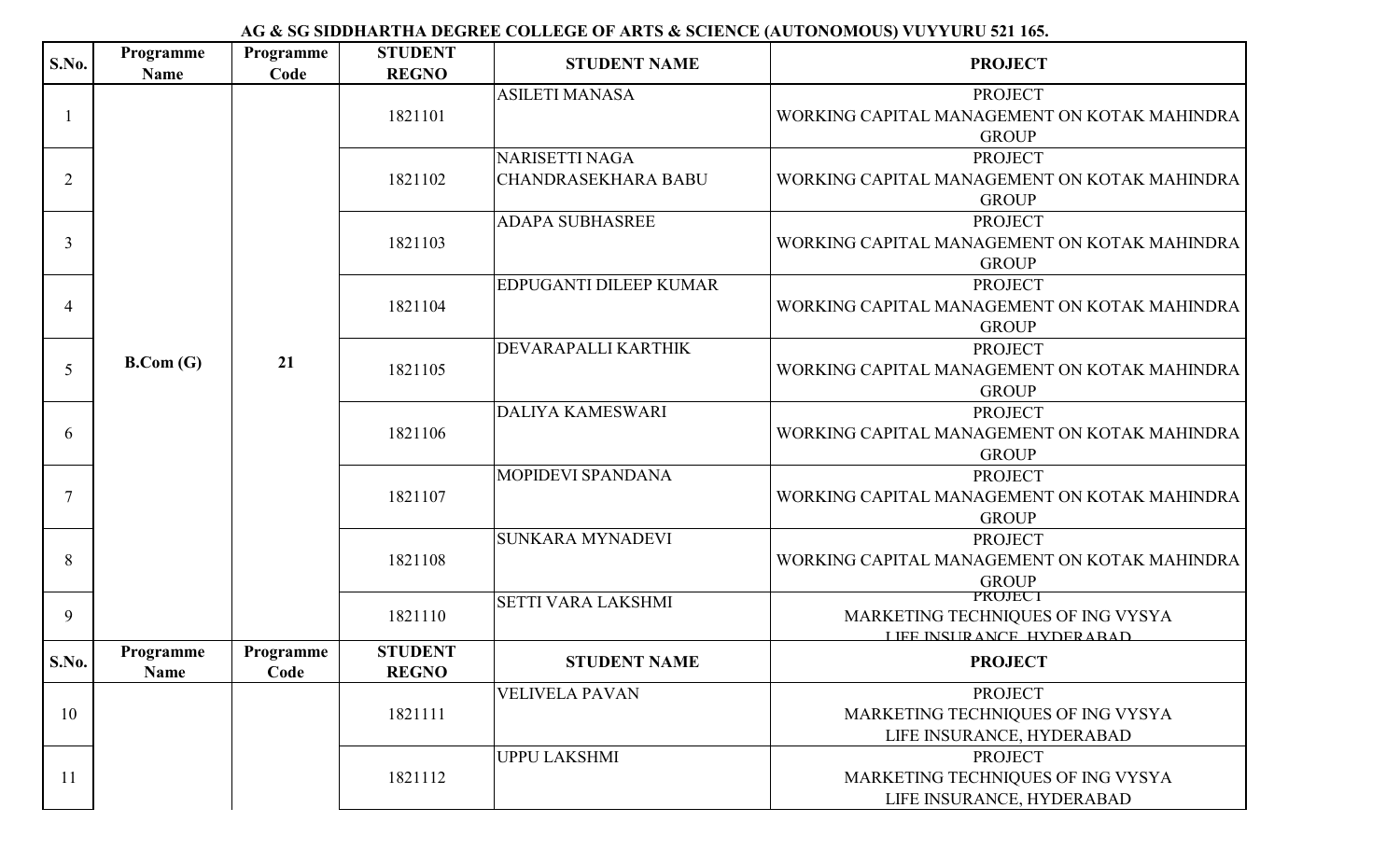**AG & SG SIDDHARTHA DEGREE COLLEGE OF ARTS & SCIENCE (AUTONOMOUS) VUYYURU 521 165.**

| S.No. | Programme Name | Programme Code | STUDENT REGNO | STUDENT NAME | PROJECT |
|---|---|---|---|---|---|
| 1 | B.Com (G) | 21 | 1821101 | ASILETI MANASA | PROJECT WORKING CAPITAL MANAGEMENT ON KOTAK MAHINDRA GROUP |
| 2 | | | 1821102 | NARISETTI NAGA CHANDRASEKHARA BABU | PROJECT WORKING CAPITAL MANAGEMENT ON KOTAK MAHINDRA GROUP |
| 3 | | | 1821103 | ADAPA SUBHASREE | PROJECT WORKING CAPITAL MANAGEMENT ON KOTAK MAHINDRA GROUP |
| 4 | | | 1821104 | EDPUGANTI DILEEP KUMAR | PROJECT WORKING CAPITAL MANAGEMENT ON KOTAK MAHINDRA GROUP |
| 5 | | | 1821105 | DEVARAPALLI KARTHIK | PROJECT WORKING CAPITAL MANAGEMENT ON KOTAK MAHINDRA GROUP |
| 6 | | | 1821106 | DALIYA KAMESWARI | PROJECT WORKING CAPITAL MANAGEMENT ON KOTAK MAHINDRA GROUP |
| 7 | | | 1821107 | MOPIDEVI SPANDANA | PROJECT WORKING CAPITAL MANAGEMENT ON KOTAK MAHINDRA GROUP |
| 8 | | | 1821108 | SUNKARA MYNADEVI | PROJECT WORKING CAPITAL MANAGEMENT ON KOTAK MAHINDRA GROUP |
| 9 | | | 1821110 | SETTI VARA LAKSHMI | PROJECT MARKETING TECHNIQUES OF ING VYSYA LIFE INSURANCE, HYDERABAD |
| 10 | | | 1821111 | VELIVELA PAVAN | PROJECT MARKETING TECHNIQUES OF ING VYSYA LIFE INSURANCE, HYDERABAD |
| 11 | | | 1821112 | UPPU LAKSHMI | PROJECT MARKETING TECHNIQUES OF ING VYSYA LIFE INSURANCE, HYDERABAD |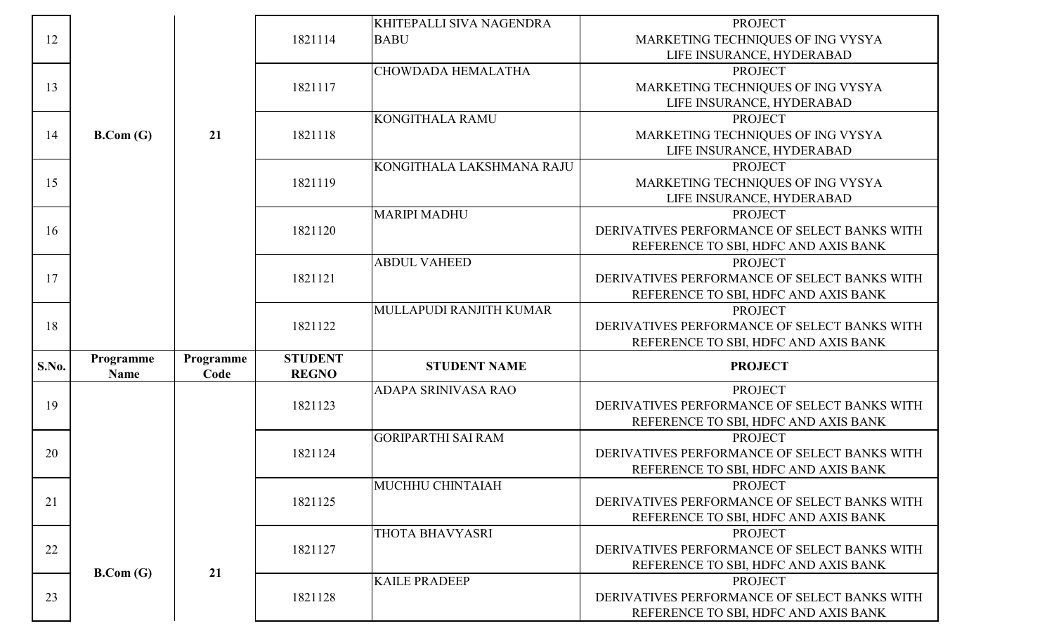| S.No. | Programme Name | Programme Code | STUDENT REGNO | STUDENT NAME | PROJECT |
|---|---|---|---|---|---|
| 12 | B.Com (G) | 21 | 1821114 | KHITEPALLI SIVA NAGENDRA BABU | PROJECT MARKETING TECHNIQUES OF ING VYSYA LIFE INSURANCE, HYDERABAD |
| 13 | | | 1821117 | CHOWDADA HEMALATHA | PROJECT MARKETING TECHNIQUES OF ING VYSYA LIFE INSURANCE, HYDERABAD |
| 14 | | | 1821118 | KONGITHALA RAMU | PROJECT MARKETING TECHNIQUES OF ING VYSYA LIFE INSURANCE, HYDERABAD |
| 15 | | | 1821119 | KONGITHALA LAKSHMANA RAJU | PROJECT MARKETING TECHNIQUES OF ING VYSYA LIFE INSURANCE, HYDERABAD |
| 16 | | | 1821120 | MARIPI MADHU | PROJECT DERIVATIVES PERFORMANCE OF SELECT BANKS WITH REFERENCE TO SBI, HDFC AND AXIS BANK |
| 17 | | | 1821121 | ABDUL VAHEED | PROJECT DERIVATIVES PERFORMANCE OF SELECT BANKS WITH REFERENCE TO SBI, HDFC AND AXIS BANK |
| 18 | | | 1821122 | MULLAPUDI RANJITH KUMAR | PROJECT DERIVATIVES PERFORMANCE OF SELECT BANKS WITH REFERENCE TO SBI, HDFC AND AXIS BANK |
| 19 | B.Com (G) | 21 | 1821123 | ADAPA SRINIVASA RAO | PROJECT DERIVATIVES PERFORMANCE OF SELECT BANKS WITH REFERENCE TO SBI, HDFC AND AXIS BANK |
| 20 | | | 1821124 | GORIPARTHI SAI RAM | PROJECT DERIVATIVES PERFORMANCE OF SELECT BANKS WITH REFERENCE TO SBI, HDFC AND AXIS BANK |
| 21 | | | 1821125 | MUCHHU CHINTAIAH | PROJECT DERIVATIVES PERFORMANCE OF SELECT BANKS WITH REFERENCE TO SBI, HDFC AND AXIS BANK |
| 22 | | | 1821127 | THOTA BHAVYASRI | PROJECT DERIVATIVES PERFORMANCE OF SELECT BANKS WITH REFERENCE TO SBI, HDFC AND AXIS BANK |
| 23 | | | 1821128 | KAILE PRADEEP | PROJECT DERIVATIVES PERFORMANCE OF SELECT BANKS WITH REFERENCE TO SBI, HDFC AND AXIS BANK |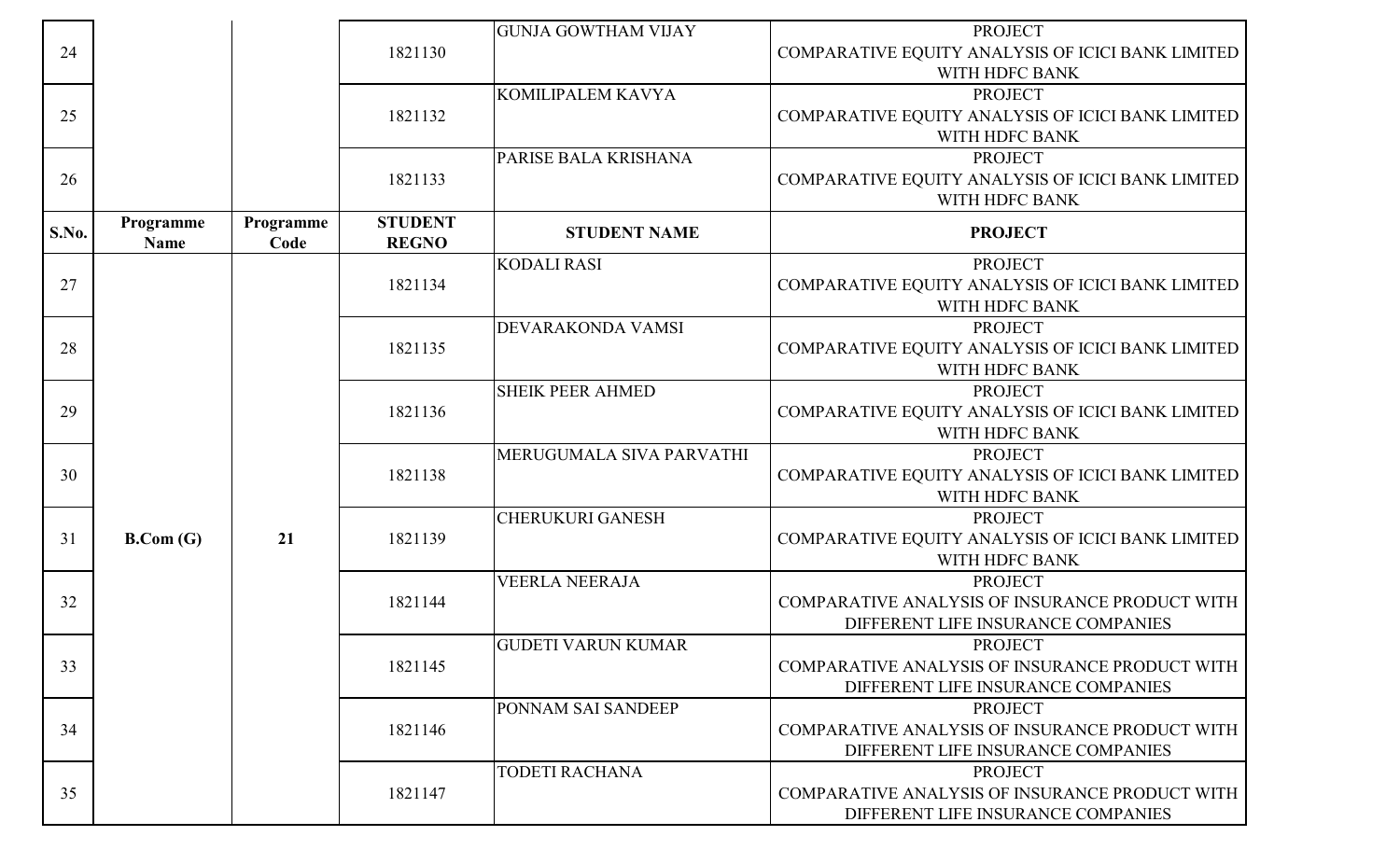| S.No. | Programme Name | Programme Code | STUDENT REGNO | STUDENT NAME | PROJECT |
|---|---|---|---|---|---|
| 24 | | | 1821130 | GUNJA GOWTHAM VIJAY | PROJECT COMPARATIVE EQUITY ANALYSIS OF ICICI BANK LIMITED WITH HDFC BANK |
| 25 | | | 1821132 | KOMILIPALEM KAVYA | PROJECT COMPARATIVE EQUITY ANALYSIS OF ICICI BANK LIMITED WITH HDFC BANK |
| 26 | | | 1821133 | PARISE BALA KRISHANA | PROJECT COMPARATIVE EQUITY ANALYSIS OF ICICI BANK LIMITED WITH HDFC BANK |
| 27 | B.Com (G) | 21 | 1821134 | KODALI RASI | PROJECT COMPARATIVE EQUITY ANALYSIS OF ICICI BANK LIMITED WITH HDFC BANK |
| 28 | | | 1821135 | DEVARAKONDA VAMSI | PROJECT COMPARATIVE EQUITY ANALYSIS OF ICICI BANK LIMITED WITH HDFC BANK |
| 29 | | | 1821136 | SHEIK PEER AHMED | PROJECT COMPARATIVE EQUITY ANALYSIS OF ICICI BANK LIMITED WITH HDFC BANK |
| 30 | | | 1821138 | MERUGUMALA SIVA PARVATHI | PROJECT COMPARATIVE EQUITY ANALYSIS OF ICICI BANK LIMITED WITH HDFC BANK |
| 31 | | | 1821139 | CHERUKURI GANESH | PROJECT COMPARATIVE EQUITY ANALYSIS OF ICICI BANK LIMITED WITH HDFC BANK |
| 32 | | | 1821144 | VEERLA NEERAJA | PROJECT COMPARATIVE ANALYSIS OF INSURANCE PRODUCT WITH DIFFERENT LIFE INSURANCE COMPANIES |
| 33 | | | 1821145 | GUDETI VARUN KUMAR | PROJECT COMPARATIVE ANALYSIS OF INSURANCE PRODUCT WITH DIFFERENT LIFE INSURANCE COMPANIES |
| 34 | | | 1821146 | PONNAM SAI SANDEEP | PROJECT COMPARATIVE ANALYSIS OF INSURANCE PRODUCT WITH DIFFERENT LIFE INSURANCE COMPANIES |
| 35 | | | 1821147 | TODETI RACHANA | PROJECT COMPARATIVE ANALYSIS OF INSURANCE PRODUCT WITH DIFFERENT LIFE INSURANCE COMPANIES |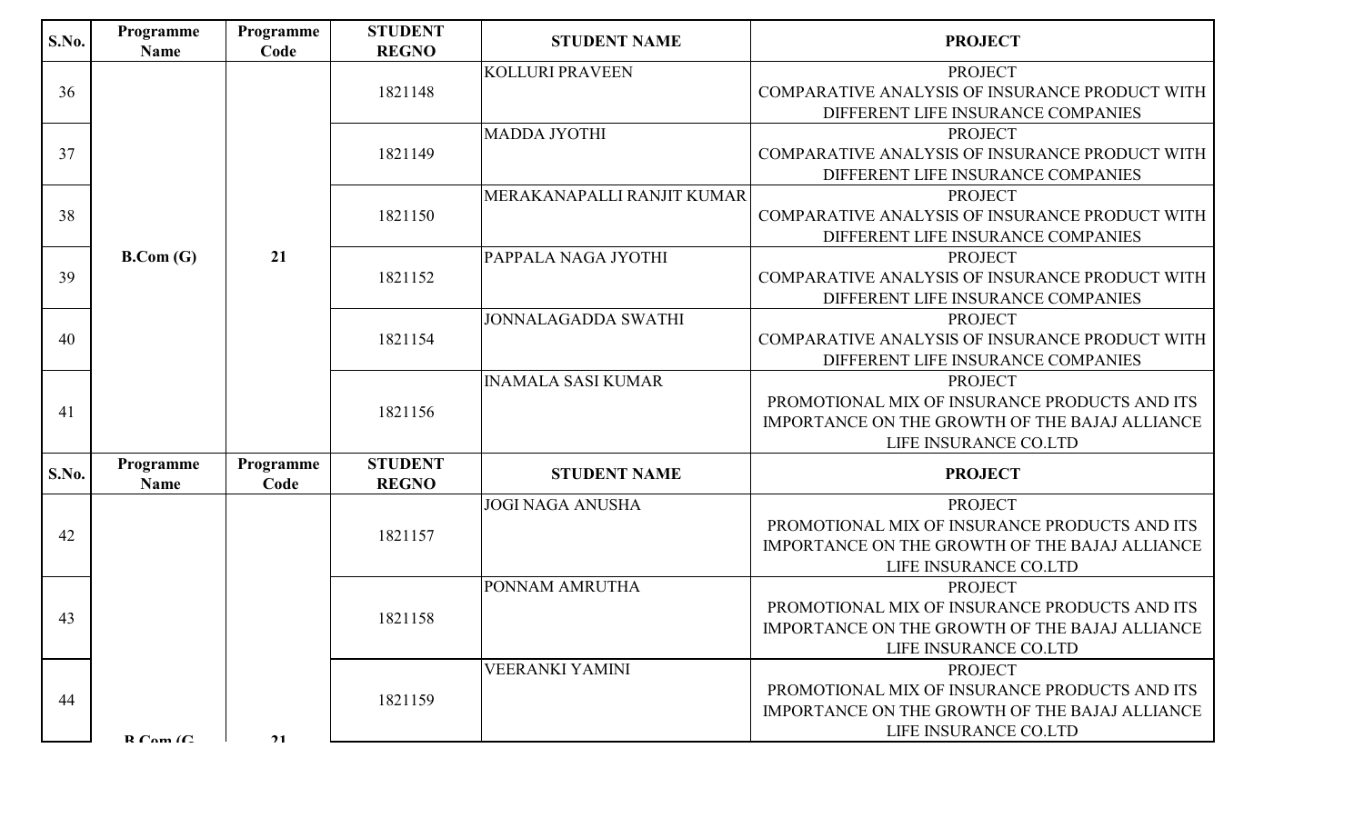| S.No. | Programme Name | Programme Code | STUDENT REGNO | STUDENT NAME | PROJECT |
|---|---|---|---|---|---|
| 36 | B.Com (G) | 21 | 1821148 | KOLLURI PRAVEEN | PROJECT COMPARATIVE ANALYSIS OF INSURANCE PRODUCT WITH DIFFERENT LIFE INSURANCE COMPANIES |
| 37 | | | 1821149 | MADDA JYOTHI | PROJECT COMPARATIVE ANALYSIS OF INSURANCE PRODUCT WITH DIFFERENT LIFE INSURANCE COMPANIES |
| 38 | | | 1821150 | MERAKANAPALLI RANJIT KUMAR | PROJECT COMPARATIVE ANALYSIS OF INSURANCE PRODUCT WITH DIFFERENT LIFE INSURANCE COMPANIES |
| 39 | | | 1821152 | PAPPALA NAGA JYOTHI | PROJECT COMPARATIVE ANALYSIS OF INSURANCE PRODUCT WITH DIFFERENT LIFE INSURANCE COMPANIES |
| 40 | | | 1821154 | JONNALAGADDA SWATHI | PROJECT COMPARATIVE ANALYSIS OF INSURANCE PRODUCT WITH DIFFERENT LIFE INSURANCE COMPANIES |
| 41 | | | 1821156 | INAMALA SASI KUMAR | PROJECT PROMOTIONAL MIX OF INSURANCE PRODUCTS AND ITS IMPORTANCE ON THE GROWTH OF THE BAJAJ ALLIANCE LIFE INSURANCE CO.LTD |

| S.No. | Programme Name | Programme Code | STUDENT REGNO | STUDENT NAME | PROJECT |
|---|---|---|---|---|---|
| 42 | B.Com (G | 21 | 1821157 | JOGI NAGA ANUSHA | PROJECT PROMOTIONAL MIX OF INSURANCE PRODUCTS AND ITS IMPORTANCE ON THE GROWTH OF THE BAJAJ ALLIANCE LIFE INSURANCE CO.LTD |
| 43 | | | 1821158 | PONNAM AMRUTHA | PROJECT PROMOTIONAL MIX OF INSURANCE PRODUCTS AND ITS IMPORTANCE ON THE GROWTH OF THE BAJAJ ALLIANCE LIFE INSURANCE CO.LTD |
| 44 | | | 1821159 | VEERANKI YAMINI | PROJECT PROMOTIONAL MIX OF INSURANCE PRODUCTS AND ITS IMPORTANCE ON THE GROWTH OF THE BAJAJ ALLIANCE LIFE INSURANCE CO.LTD |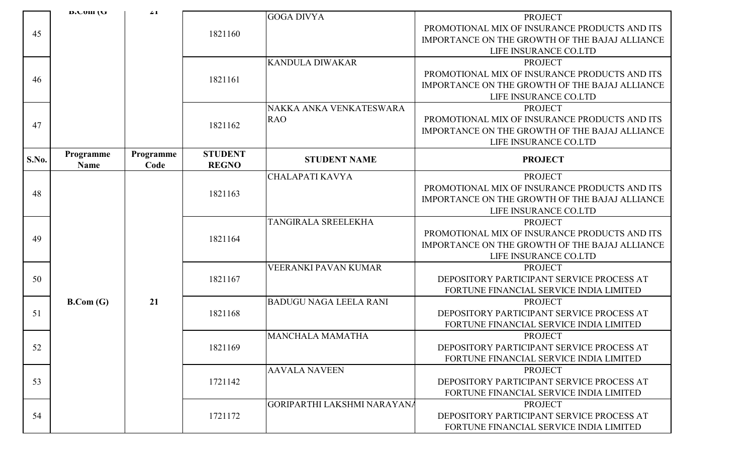| S.No. | Programme Name | Programme Code | STUDENT REGNO | STUDENT NAME | PROJECT |
|---|---|---|---|---|---|
| 45 | B.Com (G | 21 | 1821160 | GOGA DIVYA | PROJECT PROMOTIONAL MIX OF INSURANCE PRODUCTS AND ITS IMPORTANCE ON THE GROWTH OF THE BAJAJ ALLIANCE LIFE INSURANCE CO.LTD |
| 46 | | | 1821161 | KANDULA DIWAKAR | PROJECT PROMOTIONAL MIX OF INSURANCE PRODUCTS AND ITS IMPORTANCE ON THE GROWTH OF THE BAJAJ ALLIANCE LIFE INSURANCE CO.LTD |
| 47 | | | 1821162 | NAKKA ANKA VENKATESWARA RAO | PROJECT PROMOTIONAL MIX OF INSURANCE PRODUCTS AND ITS IMPORTANCE ON THE GROWTH OF THE BAJAJ ALLIANCE LIFE INSURANCE CO.LTD |
| **S.No.** | **Programme Name** | **Programme Code** | **STUDENT REGNO** | **STUDENT NAME** | **PROJECT** |
| 48 | **B.Com (G)** | **21** | 1821163 | CHALAPATI KAVYA | PROJECT PROMOTIONAL MIX OF INSURANCE PRODUCTS AND ITS IMPORTANCE ON THE GROWTH OF THE BAJAJ ALLIANCE LIFE INSURANCE CO.LTD |
| 49 | | | 1821164 | TANGIRALA SREELEKHA | PROJECT PROMOTIONAL MIX OF INSURANCE PRODUCTS AND ITS IMPORTANCE ON THE GROWTH OF THE BAJAJ ALLIANCE LIFE INSURANCE CO.LTD |
| 50 | | | 1821167 | VEERANKI PAVAN KUMAR | PROJECT DEPOSITORY PARTICIPANT SERVICE PROCESS AT FORTUNE FINANCIAL SERVICE INDIA LIMITED |
| 51 | | | 1821168 | BADUGU NAGA LEELA RANI | PROJECT DEPOSITORY PARTICIPANT SERVICE PROCESS AT FORTUNE FINANCIAL SERVICE INDIA LIMITED |
| 52 | | | 1821169 | MANCHALA MAMATHA | PROJECT DEPOSITORY PARTICIPANT SERVICE PROCESS AT FORTUNE FINANCIAL SERVICE INDIA LIMITED |
| 53 | | | 1721142 | AAVALA NAVEEN | PROJECT DEPOSITORY PARTICIPANT SERVICE PROCESS AT FORTUNE FINANCIAL SERVICE INDIA LIMITED |
| 54 | | | 1721172 | GORIPARTHI LAKSHMI NARAYANA | PROJECT DEPOSITORY PARTICIPANT SERVICE PROCESS AT FORTUNE FINANCIAL SERVICE INDIA LIMITED |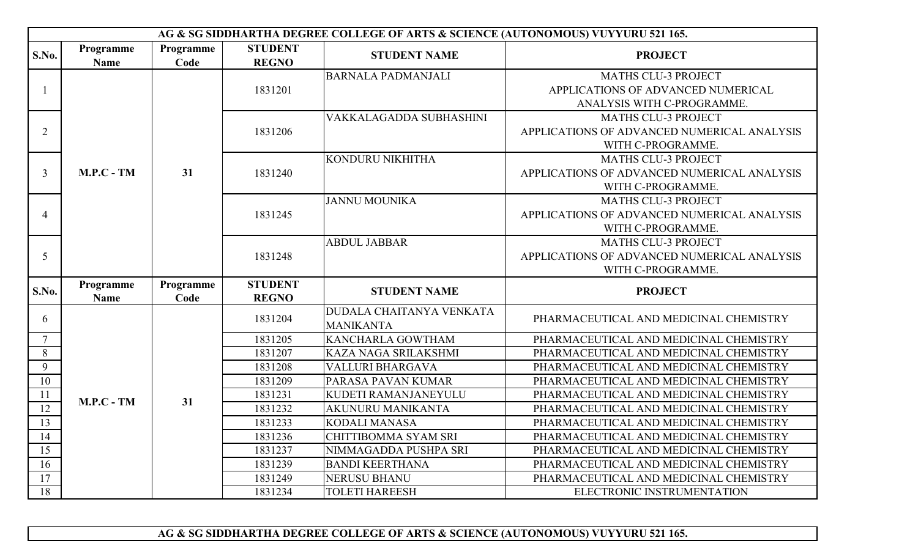| AG & SG SIDDHARTHA DEGREE COLLEGE OF ARTS & SCIENCE (AUTONOMOUS) VUYYURU 521 165. | | | | | |
|---|---|---|---|---|---|
| **S.No.** | **Programme Name** | **Programme Code** | **STUDENT REGNO** | **STUDENT NAME** | **PROJECT** |
| 1 | **M.P.C - TM** | **31** | 1831201 | BARNALA PADMANJALI | MATHS CLU-3 PROJECT APPLICATIONS OF ADVANCED NUMERICAL ANALYSIS WITH C-PROGRAMME. |
| 2 | | | 1831206 | VAKKALAGADDA SUBHASHINI | MATHS CLU-3 PROJECT APPLICATIONS OF ADVANCED NUMERICAL ANALYSIS WITH C-PROGRAMME. |
| 3 | | | 1831240 | KONDURU NIKHITHA | MATHS CLU-3 PROJECT APPLICATIONS OF ADVANCED NUMERICAL ANALYSIS WITH C-PROGRAMME. |
| 4 | | | 1831245 | JANNU MOUNIKA | MATHS CLU-3 PROJECT APPLICATIONS OF ADVANCED NUMERICAL ANALYSIS WITH C-PROGRAMME. |
| 5 | | | 1831248 | ABDUL JABBAR | MATHS CLU-3 PROJECT APPLICATIONS OF ADVANCED NUMERICAL ANALYSIS WITH C-PROGRAMME. |
| **S.No.** | **Programme Name** | **Programme Code** | **STUDENT REGNO** | **STUDENT NAME** | **PROJECT** |
| 6 | **M.P.C - TM** | **31** | 1831204 | DUDALA CHAITANYA VENKATA MANIKANTA | PHARMACEUTICAL AND MEDICINAL CHEMISTRY |
| 7 | | | 1831205 | KANCHARLA GOWTHAM | PHARMACEUTICAL AND MEDICINAL CHEMISTRY |
| 8 | | | 1831207 | KAZA NAGA SRILAKSHMI | PHARMACEUTICAL AND MEDICINAL CHEMISTRY |
| 9 | | | 1831208 | VALLURI BHARGAVA | PHARMACEUTICAL AND MEDICINAL CHEMISTRY |
| 10 | | | 1831209 | PARASA PAVAN KUMAR | PHARMACEUTICAL AND MEDICINAL CHEMISTRY |
| 11 | | | 1831231 | KUDETI RAMANJANEYULU | PHARMACEUTICAL AND MEDICINAL CHEMISTRY |
| 12 | | | 1831232 | AKUNURU MANIKANTA | PHARMACEUTICAL AND MEDICINAL CHEMISTRY |
| 13 | | | 1831233 | KODALI MANASA | PHARMACEUTICAL AND MEDICINAL CHEMISTRY |
| 14 | | | 1831236 | CHITTIBOMMA SYAM SRI | PHARMACEUTICAL AND MEDICINAL CHEMISTRY |
| 15 | | | 1831237 | NIMMAGADDA PUSHPA SRI | PHARMACEUTICAL AND MEDICINAL CHEMISTRY |
| 16 | | | 1831239 | BANDI KEERTHANA | PHARMACEUTICAL AND MEDICINAL CHEMISTRY |
| 17 | | | 1831249 | NERUSU BHANU | PHARMACEUTICAL AND MEDICINAL CHEMISTRY |
| 18 | | | 1831234 | TOLETI HAREESH | ELECTRONIC INSTRUMENTATION |

**AG & SG SIDDHARTHA DEGREE COLLEGE OF ARTS & SCIENCE (AUTONOMOUS) VUYYURU 521 165.**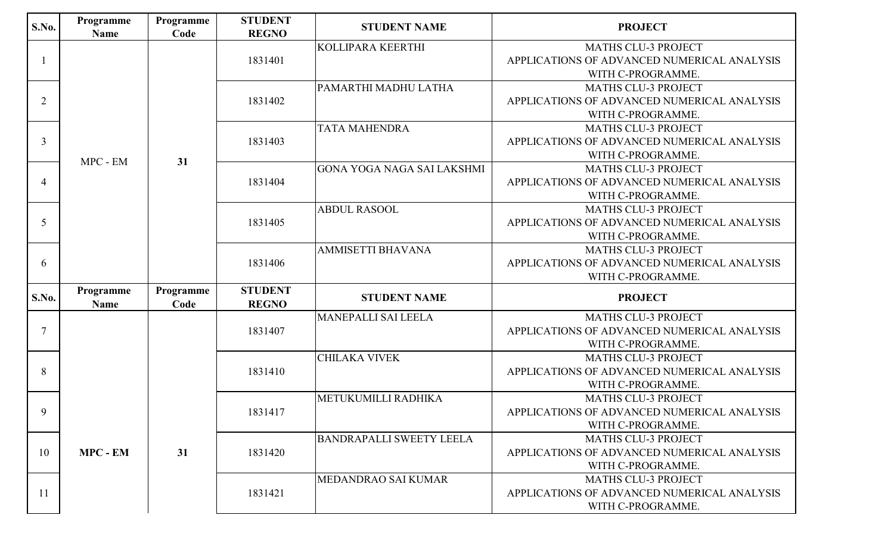| S.No. | Programme Name | Programme Code | STUDENT REGNO | STUDENT NAME | PROJECT |
|---|---|---|---|---|---|
| 1 | MPC - EM | 31 | 1831401 | KOLLIPARA KEERTHI | MATHS CLU-3 PROJECT APPLICATIONS OF ADVANCED NUMERICAL ANALYSIS WITH C-PROGRAMME. |
| 2 | | | 1831402 | PAMARTHI MADHU LATHA | MATHS CLU-3 PROJECT APPLICATIONS OF ADVANCED NUMERICAL ANALYSIS WITH C-PROGRAMME. |
| 3 | | | 1831403 | TATA MAHENDRA | MATHS CLU-3 PROJECT APPLICATIONS OF ADVANCED NUMERICAL ANALYSIS WITH C-PROGRAMME. |
| 4 | | | 1831404 | GONA YOGA NAGA SAI LAKSHMI | MATHS CLU-3 PROJECT APPLICATIONS OF ADVANCED NUMERICAL ANALYSIS WITH C-PROGRAMME. |
| 5 | | | 1831405 | ABDUL RASOOL | MATHS CLU-3 PROJECT APPLICATIONS OF ADVANCED NUMERICAL ANALYSIS WITH C-PROGRAMME. |
| 6 | | | 1831406 | AMMISETTI BHAVANA | MATHS CLU-3 PROJECT APPLICATIONS OF ADVANCED NUMERICAL ANALYSIS WITH C-PROGRAMME. |
| 7 | **MPC - EM** | **31** | 1831407 | MANEPALLI SAI LEELA | MATHS CLU-3 PROJECT APPLICATIONS OF ADVANCED NUMERICAL ANALYSIS WITH C-PROGRAMME. |
| 8 | | | 1831410 | CHILAKA VIVEK | MATHS CLU-3 PROJECT APPLICATIONS OF ADVANCED NUMERICAL ANALYSIS WITH C-PROGRAMME. |
| 9 | | | 1831417 | METUKUMILLI RADHIKA | MATHS CLU-3 PROJECT APPLICATIONS OF ADVANCED NUMERICAL ANALYSIS WITH C-PROGRAMME. |
| 10 | | | 1831420 | BANDRAPALLI SWEETY LEELA | MATHS CLU-3 PROJECT APPLICATIONS OF ADVANCED NUMERICAL ANALYSIS WITH C-PROGRAMME. |
| 11 | | | 1831421 | MEDANDRAO SAI KUMAR | MATHS CLU-3 PROJECT APPLICATIONS OF ADVANCED NUMERICAL ANALYSIS WITH C-PROGRAMME. |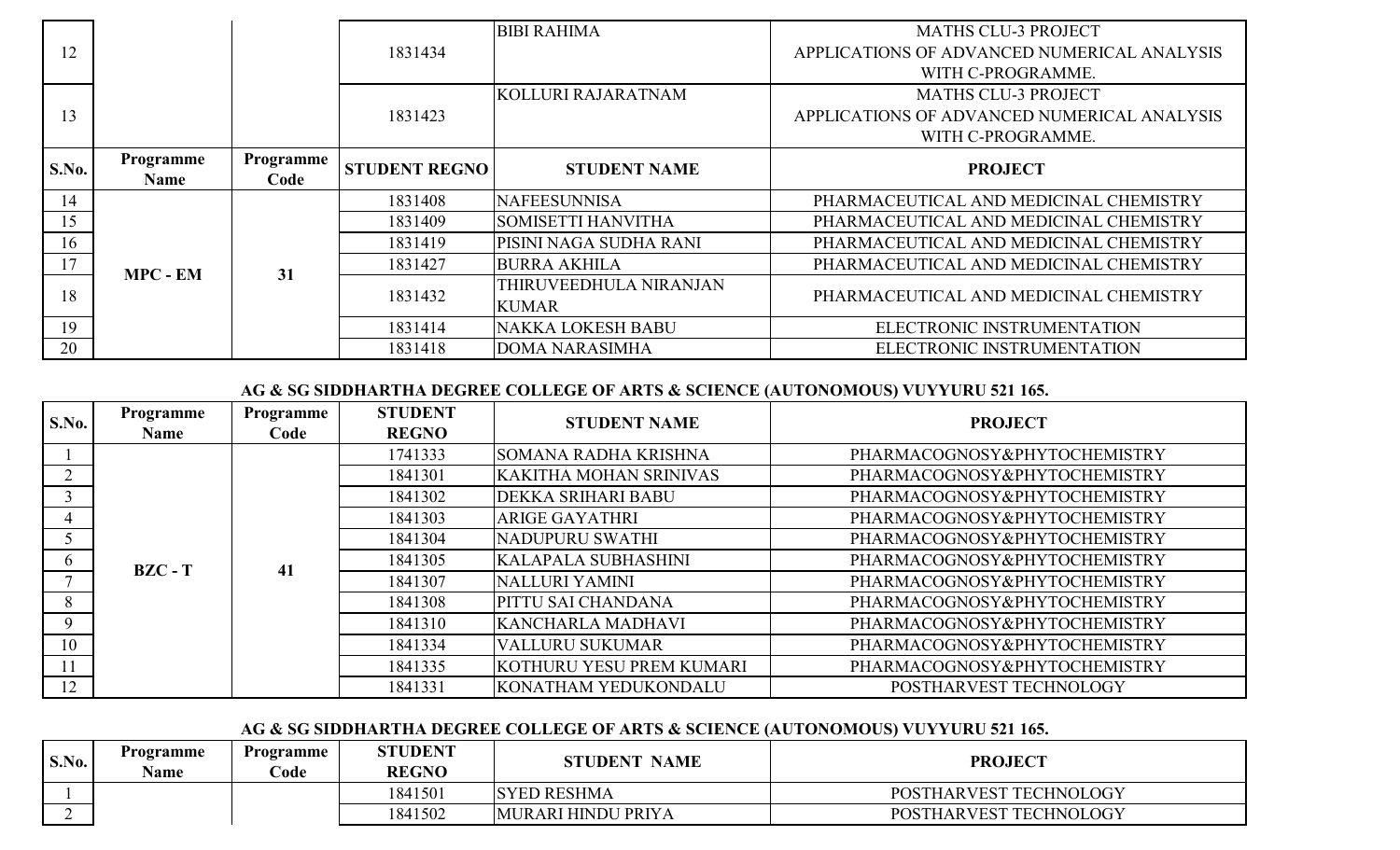| S.No. | Programme Name | Programme Code | STUDENT REGNO | STUDENT NAME | PROJECT |
|---|---|---|---|---|---|
| 12 | | | 1831434 | BIBI RAHIMA | MATHS CLU-3 PROJECT APPLICATIONS OF ADVANCED NUMERICAL ANALYSIS WITH C-PROGRAMME. |
| 13 | | | 1831423 | KOLLURI RAJARATNAM | MATHS CLU-3 PROJECT APPLICATIONS OF ADVANCED NUMERICAL ANALYSIS WITH C-PROGRAMME. |
| 14 | MPC - EM | 31 | 1831408 | NAFEESUNNISA | PHARMACEUTICAL AND MEDICINAL CHEMISTRY |
| 15 | | | 1831409 | SOMISETTI HANVITHA | PHARMACEUTICAL AND MEDICINAL CHEMISTRY |
| 16 | | | 1831419 | PISINI NAGA SUDHA RANI | PHARMACEUTICAL AND MEDICINAL CHEMISTRY |
| 17 | | | 1831427 | BURRA AKHILA | PHARMACEUTICAL AND MEDICINAL CHEMISTRY |
| 18 | | | 1831432 | THIRUVEEDHULA NIRANJAN KUMAR | PHARMACEUTICAL AND MEDICINAL CHEMISTRY |
| 19 | | | 1831414 | NAKKA LOKESH BABU | ELECTRONIC INSTRUMENTATION |
| 20 | | | 1831418 | DOMA NARASIMHA | ELECTRONIC INSTRUMENTATION |

### AG & SG SIDDHARTHA DEGREE COLLEGE OF ARTS & SCIENCE (AUTONOMOUS) VUYYURU 521 165.

| S.No. | Programme Name | Programme Code | STUDENT REGNO | STUDENT NAME | PROJECT |
|---|---|---|---|---|---|
| 1 | BZC - T | 41 | 1741333 | SOMANA RADHA KRISHNA | PHARMACOGNOSY&PHYTOCHEMISTRY |
| 2 | | | 1841301 | KAKITHA MOHAN SRINIVAS | PHARMACOGNOSY&PHYTOCHEMISTRY |
| 3 | | | 1841302 | DEKKA SRIHARI BABU | PHARMACOGNOSY&PHYTOCHEMISTRY |
| 4 | | | 1841303 | ARIGE GAYATHRI | PHARMACOGNOSY&PHYTOCHEMISTRY |
| 5 | | | 1841304 | NADUPURU SWATHI | PHARMACOGNOSY&PHYTOCHEMISTRY |
| 6 | | | 1841305 | KALAPALA SUBHASHINI | PHARMACOGNOSY&PHYTOCHEMISTRY |
| 7 | | | 1841307 | NALLURI YAMINI | PHARMACOGNOSY&PHYTOCHEMISTRY |
| 8 | | | 1841308 | PITTU SAI CHANDANA | PHARMACOGNOSY&PHYTOCHEMISTRY |
| 9 | | | 1841310 | KANCHARLA MADHAVI | PHARMACOGNOSY&PHYTOCHEMISTRY |
| 10 | | | 1841334 | VALLURU SUKUMAR | PHARMACOGNOSY&PHYTOCHEMISTRY |
| 11 | | | 1841335 | KOTHURU YESU PREM KUMARI | PHARMACOGNOSY&PHYTOCHEMISTRY |
| 12 | | | 1841331 | KONATHAM YEDUKONDALU | POSTHARVEST TECHNOLOGY |

### AG & SG SIDDHARTHA DEGREE COLLEGE OF ARTS & SCIENCE (AUTONOMOUS) VUYYURU 521 165.

| S.No. | Programme Name | Programme Code | STUDENT REGNO | STUDENT NAME | PROJECT |
|---|---|---|---|---|---|
| 1 | | | 1841501 | SYED RESHMA | POSTHARVEST TECHNOLOGY |
| 2 | | | 1841502 | MURARI HINDU PRIYA | POSTHARVEST TECHNOLOGY |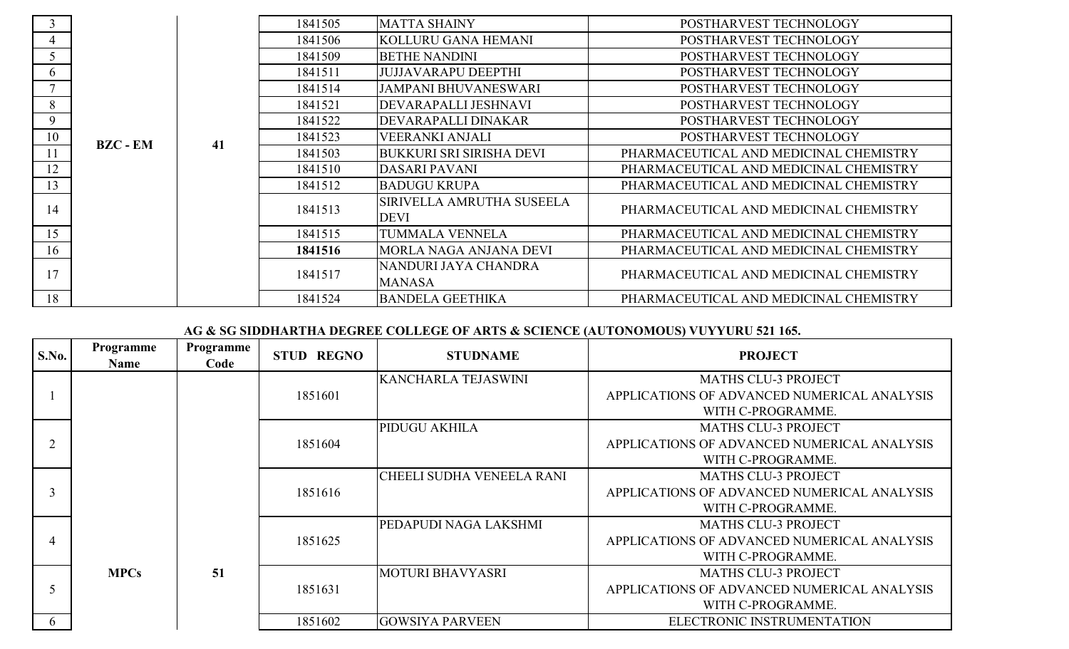| | | | | | |
|---|---|---|---|---|---|
| 3 | BZC - EM | 41 | 1841505 | MATTA SHAINY | POSTHARVEST TECHNOLOGY |
| 4 | | | 1841506 | KOLLURU GANA HEMANI | POSTHARVEST TECHNOLOGY |
| 5 | | | 1841509 | BETHE NANDINI | POSTHARVEST TECHNOLOGY |
| 6 | | | 1841511 | JUJJAVARAPU DEEPTHI | POSTHARVEST TECHNOLOGY |
| 7 | | | 1841514 | JAMPANI BHUVANESWARI | POSTHARVEST TECHNOLOGY |
| 8 | | | 1841521 | DEVARAPALLI JESHNAVI | POSTHARVEST TECHNOLOGY |
| 9 | | | 1841522 | DEVARAPALLI DINAKAR | POSTHARVEST TECHNOLOGY |
| 10 | | | 1841523 | VEERANKI ANJALI | POSTHARVEST TECHNOLOGY |
| 11 | | | 1841503 | BUKKURI SRI SIRISHA DEVI | PHARMACEUTICAL AND MEDICINAL CHEMISTRY |
| 12 | | | 1841510 | DASARI PAVANI | PHARMACEUTICAL AND MEDICINAL CHEMISTRY |
| 13 | | | 1841512 | BADUGU KRUPA | PHARMACEUTICAL AND MEDICINAL CHEMISTRY |
| 14 | | | 1841513 | SIRIVELLA AMRUTHA SUSEELA DEVI | PHARMACEUTICAL AND MEDICINAL CHEMISTRY |
| 15 | | | 1841515 | TUMMALA VENNELA | PHARMACEUTICAL AND MEDICINAL CHEMISTRY |
| 16 | | | **1841516** | MORLA NAGA ANJANA DEVI | PHARMACEUTICAL AND MEDICINAL CHEMISTRY |
| 17 | | | 1841517 | NANDURI JAYA CHANDRA MANASA | PHARMACEUTICAL AND MEDICINAL CHEMISTRY |
| 18 | | | 1841524 | BANDELA GEETHIKA | PHARMACEUTICAL AND MEDICINAL CHEMISTRY |

**AG & SG SIDDHARTHA DEGREE COLLEGE OF ARTS & SCIENCE (AUTONOMOUS) VUYYURU 521 165.**

| S.No. | Programme Name | Programme Code | STUD REGNO | STUDNAME | PROJECT |
|---|---|---|---|---|---|
| 1 | MPCs | 51 | 1851601 | KANCHARLA TEJASWINI | MATHS CLU-3 PROJECT APPLICATIONS OF ADVANCED NUMERICAL ANALYSIS WITH C-PROGRAMME. |
| 2 | | | 1851604 | PIDUGU AKHILA | MATHS CLU-3 PROJECT APPLICATIONS OF ADVANCED NUMERICAL ANALYSIS WITH C-PROGRAMME. |
| 3 | | | 1851616 | CHEELI SUDHA VENEELA RANI | MATHS CLU-3 PROJECT APPLICATIONS OF ADVANCED NUMERICAL ANALYSIS WITH C-PROGRAMME. |
| 4 | | | 1851625 | PEDAPUDI NAGA LAKSHMI | MATHS CLU-3 PROJECT APPLICATIONS OF ADVANCED NUMERICAL ANALYSIS WITH C-PROGRAMME. |
| 5 | | | 1851631 | MOTURI BHAVYASRI | MATHS CLU-3 PROJECT APPLICATIONS OF ADVANCED NUMERICAL ANALYSIS WITH C-PROGRAMME. |
| 6 | | | 1851602 | GOWSIYA PARVEEN | ELECTRONIC INSTRUMENTATION |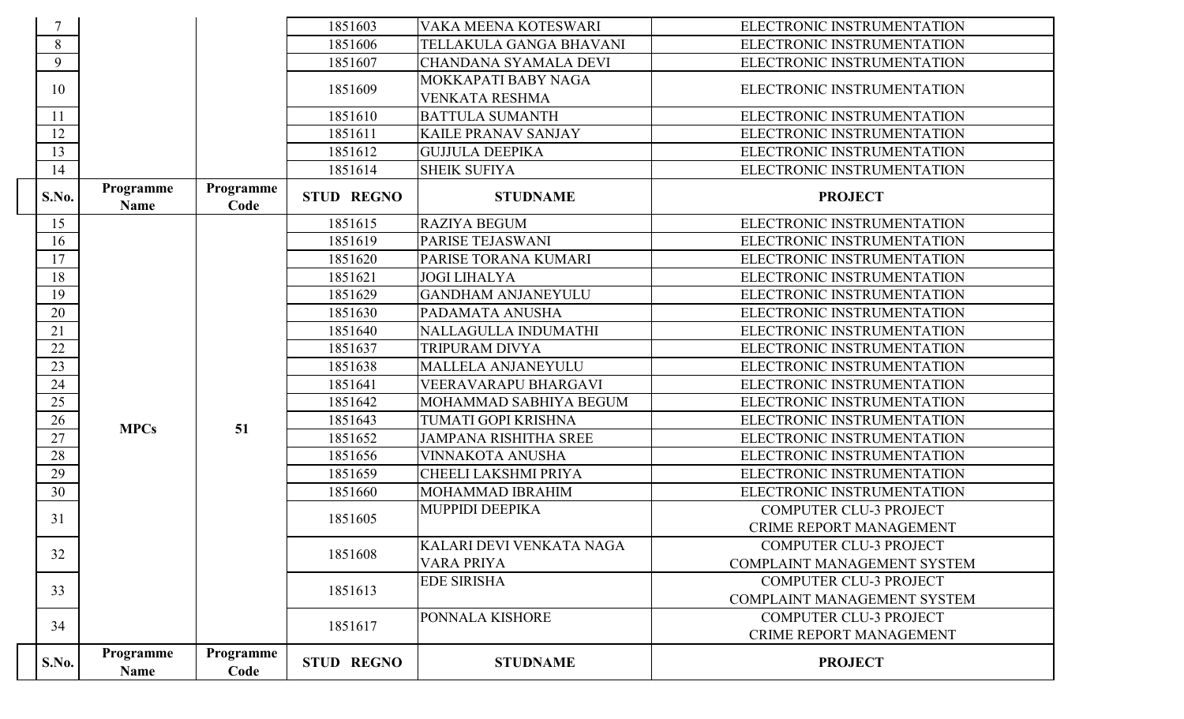| S.No. | Programme Name | Programme Code | STUD REGNO | STUDNAME | PROJECT |
|---|---|---|---|---|---|
| 7 | | | 1851603 | VAKA MEENA KOTESWARI | ELECTRONIC INSTRUMENTATION |
| 8 | | | 1851606 | TELLAKULA GANGA BHAVANI | ELECTRONIC INSTRUMENTATION |
| 9 | | | 1851607 | CHANDANA SYAMALA DEVI | ELECTRONIC INSTRUMENTATION |
| 10 | | | 1851609 | MOKKAPATI BABY NAGA VENKATA RESHMA | ELECTRONIC INSTRUMENTATION |
| 11 | | | 1851610 | BATTULA SUMANTH | ELECTRONIC INSTRUMENTATION |
| 12 | | | 1851611 | KAILE PRANAV SANJAY | ELECTRONIC INSTRUMENTATION |
| 13 | | | 1851612 | GUJJULA DEEPIKA | ELECTRONIC INSTRUMENTATION |
| 14 | | | 1851614 | SHEIK SUFIYA | ELECTRONIC INSTRUMENTATION |

| S.No. | Programme Name | Programme Code | STUD REGNO | STUDNAME | PROJECT |
|---|---|---|---|---|---|
| 15 | MPCs | 51 | 1851615 | RAZIYA BEGUM | ELECTRONIC INSTRUMENTATION |
| 16 | | | 1851619 | PARISE TEJASWANI | ELECTRONIC INSTRUMENTATION |
| 17 | | | 1851620 | PARISE TORANA KUMARI | ELECTRONIC INSTRUMENTATION |
| 18 | | | 1851621 | JOGI LIHALYA | ELECTRONIC INSTRUMENTATION |
| 19 | | | 1851629 | GANDHAM ANJANEYULU | ELECTRONIC INSTRUMENTATION |
| 20 | | | 1851630 | PADAMATA ANUSHA | ELECTRONIC INSTRUMENTATION |
| 21 | | | 1851640 | NALLAGULLA INDUMATHI | ELECTRONIC INSTRUMENTATION |
| 22 | | | 1851637 | TRIPURAM DIVYA | ELECTRONIC INSTRUMENTATION |
| 23 | | | 1851638 | MALLELA ANJANEYULU | ELECTRONIC INSTRUMENTATION |
| 24 | | | 1851641 | VEERAVARAPU BHARGAVI | ELECTRONIC INSTRUMENTATION |
| 25 | | | 1851642 | MOHAMMAD SABHIYA BEGUM | ELECTRONIC INSTRUMENTATION |
| 26 | | | 1851643 | TUMATI GOPI KRISHNA | ELECTRONIC INSTRUMENTATION |
| 27 | | | 1851652 | JAMPANA RISHITHA SREE | ELECTRONIC INSTRUMENTATION |
| 28 | | | 1851656 | VINNAKOTA ANUSHA | ELECTRONIC INSTRUMENTATION |
| 29 | | | 1851659 | CHEELI LAKSHMI PRIYA | ELECTRONIC INSTRUMENTATION |
| 30 | | | 1851660 | MOHAMMAD IBRAHIM | ELECTRONIC INSTRUMENTATION |
| 31 | | | 1851605 | MUPPIDI DEEPIKA | COMPUTER CLU-3 PROJECT CRIME REPORT MANAGEMENT |
| 32 | | | 1851608 | KALARI DEVI VENKATA NAGA VARA PRIYA | COMPUTER CLU-3 PROJECT COMPLAINT MANAGEMENT SYSTEM |
| 33 | | | 1851613 | EDE SIRISHA | COMPUTER CLU-3 PROJECT COMPLAINT MANAGEMENT SYSTEM |
| 34 | | | 1851617 | PONNALA KISHORE | COMPUTER CLU-3 PROJECT CRIME REPORT MANAGEMENT |

| S.No. | Programme Name | Programme Code | STUD REGNO | STUDNAME | PROJECT |
|---|---|---|---|---|---|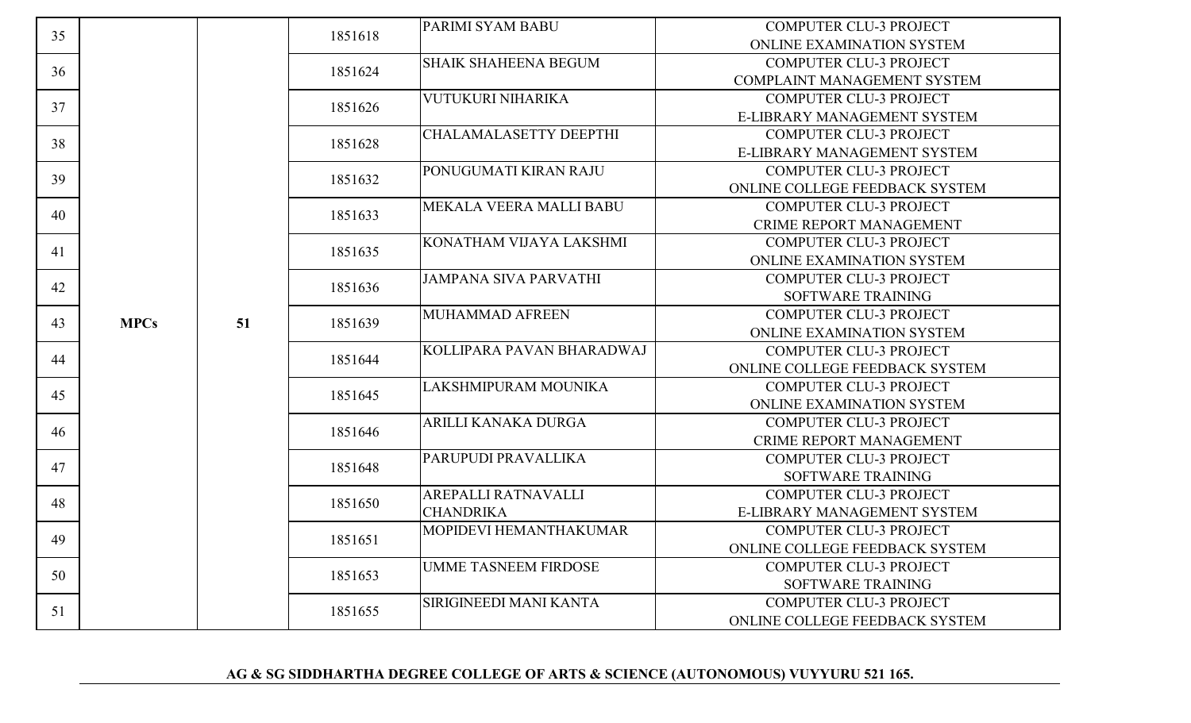| 35 | | | 1851618 | PARIMI SYAM BABU | COMPUTER CLU-3 PROJECT ONLINE EXAMINATION SYSTEM |
|---|---|---|---|---|---|
| 36 | | | 1851624 | SHAIK SHAHEENA BEGUM | COMPUTER CLU-3 PROJECT COMPLAINT MANAGEMENT SYSTEM |
| 37 | | | 1851626 | VUTUKURI NIHARIKA | COMPUTER CLU-3 PROJECT E-LIBRARY MANAGEMENT SYSTEM |
| 38 | | | 1851628 | CHALAMALASETTY DEEPTHI | COMPUTER CLU-3 PROJECT E-LIBRARY MANAGEMENT SYSTEM |
| 39 | | | 1851632 | PONUGUMATI KIRAN RAJU | COMPUTER CLU-3 PROJECT ONLINE COLLEGE FEEDBACK SYSTEM |
| 40 | | | 1851633 | MEKALA VEERA MALLI BABU | COMPUTER CLU-3 PROJECT CRIME REPORT MANAGEMENT |
| 41 | | | 1851635 | KONATHAM VIJAYA LAKSHMI | COMPUTER CLU-3 PROJECT ONLINE EXAMINATION SYSTEM |
| 42 | | | 1851636 | JAMPANA SIVA PARVATHI | COMPUTER CLU-3 PROJECT SOFTWARE TRAINING |
| 43 | **MPCs** | **51** | 1851639 | MUHAMMAD AFREEN | COMPUTER CLU-3 PROJECT ONLINE EXAMINATION SYSTEM |
| 44 | | | 1851644 | KOLLIPARA PAVAN BHARADWAJ | COMPUTER CLU-3 PROJECT ONLINE COLLEGE FEEDBACK SYSTEM |
| 45 | | | 1851645 | LAKSHMIPURAM MOUNIKA | COMPUTER CLU-3 PROJECT ONLINE EXAMINATION SYSTEM |
| 46 | | | 1851646 | ARILLI KANAKA DURGA | COMPUTER CLU-3 PROJECT CRIME REPORT MANAGEMENT |
| 47 | | | 1851648 | PARUPUDI PRAVALLIKA | COMPUTER CLU-3 PROJECT SOFTWARE TRAINING |
| 48 | | | 1851650 | AREPALLI RATNAVALLI CHANDRIKA | COMPUTER CLU-3 PROJECT E-LIBRARY MANAGEMENT SYSTEM |
| 49 | | | 1851651 | MOPIDEVI HEMANTHAKUMAR | COMPUTER CLU-3 PROJECT ONLINE COLLEGE FEEDBACK SYSTEM |
| 50 | | | 1851653 | UMME TASNEEM FIRDOSE | COMPUTER CLU-3 PROJECT SOFTWARE TRAINING |
| 51 | | | 1851655 | SIRIGINEEDI MANI KANTA | COMPUTER CLU-3 PROJECT ONLINE COLLEGE FEEDBACK SYSTEM |

**AG & SG SIDDHARTHA DEGREE COLLEGE OF ARTS & SCIENCE (AUTONOMOUS) VUYYURU 521 165.**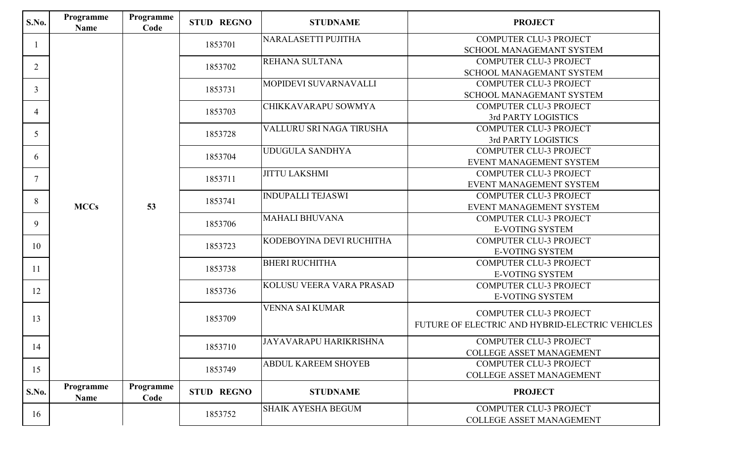| S.No. | Programme Name | Programme Code | STUD REGNO | STUDNAME | PROJECT |
|---|---|---|---|---|---|
| 1 | MCCs | 53 | 1853701 | NARALASETTI PUJITHA | COMPUTER CLU-3 PROJECT SCHOOL MANAGEMANT SYSTEM |
| 2 | | | 1853702 | REHANA SULTANA | COMPUTER CLU-3 PROJECT SCHOOL MANAGEMANT SYSTEM |
| 3 | | | 1853731 | MOPIDEVI SUVARNAVALLI | COMPUTER CLU-3 PROJECT SCHOOL MANAGEMANT SYSTEM |
| 4 | | | 1853703 | CHIKKAVARAPU SOWMYA | COMPUTER CLU-3 PROJECT 3rd PARTY LOGISTICS |
| 5 | | | 1853728 | VALLURU SRI NAGA TIRUSHA | COMPUTER CLU-3 PROJECT 3rd PARTY LOGISTICS |
| 6 | | | 1853704 | UDUGULA SANDHYA | COMPUTER CLU-3 PROJECT EVENT MANAGEMENT SYSTEM |
| 7 | | | 1853711 | JITTU LAKSHMI | COMPUTER CLU-3 PROJECT EVENT MANAGEMENT SYSTEM |
| 8 | | | 1853741 | INDUPALLI TEJASWI | COMPUTER CLU-3 PROJECT EVENT MANAGEMENT SYSTEM |
| 9 | | | 1853706 | MAHALI BHUVANA | COMPUTER CLU-3 PROJECT E-VOTING SYSTEM |
| 10 | | | 1853723 | KODEBOYINA DEVI RUCHITHA | COMPUTER CLU-3 PROJECT E-VOTING SYSTEM |
| 11 | | | 1853738 | BHERI RUCHITHA | COMPUTER CLU-3 PROJECT E-VOTING SYSTEM |
| 12 | | | 1853736 | KOLUSU VEERA VARA PRASAD | COMPUTER CLU-3 PROJECT E-VOTING SYSTEM |
| 13 | | | 1853709 | VENNA SAI KUMAR | COMPUTER CLU-3 PROJECT FUTURE OF ELECTRIC AND HYBRID-ELECTRIC VEHICLES |
| 14 | | | 1853710 | JAYAVARAPU HARIKRISHNA | COMPUTER CLU-3 PROJECT COLLEGE ASSET MANAGEMENT |
| 15 | | | 1853749 | ABDUL KAREEM SHOYEB | COMPUTER CLU-3 PROJECT COLLEGE ASSET MANAGEMENT |
| 16 | | | 1853752 | SHAIK AYESHA BEGUM | COMPUTER CLU-3 PROJECT COLLEGE ASSET MANAGEMENT |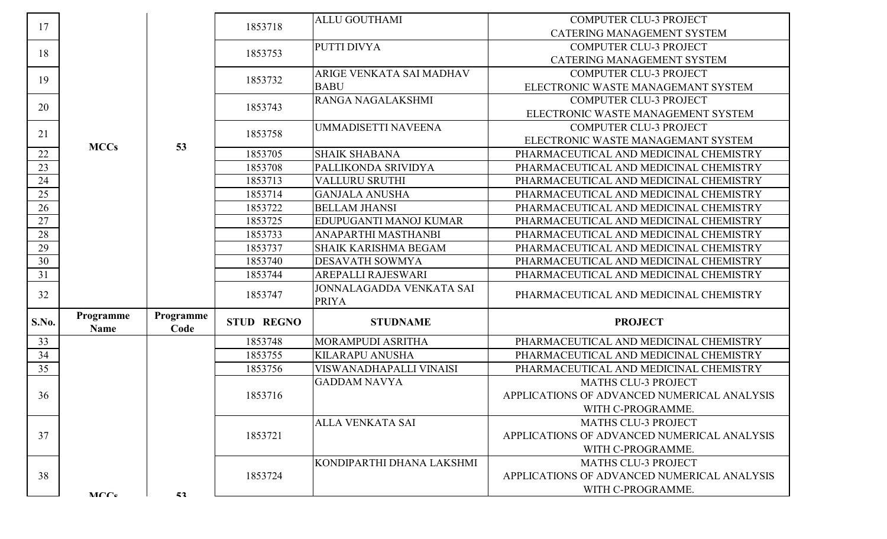| S.No. | Programme Name | Programme Code | STUD REGNO | STUDNAME | PROJECT |
|---|---|---|---|---|---|
| 17 | MCCs | 53 | 1853718 | ALLU GOUTHAMI | COMPUTER CLU-3 PROJECT CATERING MANAGEMENT SYSTEM |
| 18 | | | 1853753 | PUTTI DIVYA | COMPUTER CLU-3 PROJECT CATERING MANAGEMENT SYSTEM |
| 19 | | | 1853732 | ARIGE VENKATA SAI MADHAV BABU | COMPUTER CLU-3 PROJECT ELECTRONIC WASTE MANAGEMANT SYSTEM |
| 20 | | | 1853743 | RANGA NAGALAKSHMI | COMPUTER CLU-3 PROJECT ELECTRONIC WASTE MANAGEMENT SYSTEM |
| 21 | | | 1853758 | UMMADISETTI NAVEENA | COMPUTER CLU-3 PROJECT ELECTRONIC WASTE MANAGEMANT SYSTEM |
| 22 | | | 1853705 | SHAIK SHABANA | PHARMACEUTICAL AND MEDICINAL CHEMISTRY |
| 23 | | | 1853708 | PALLIKONDA SRIVIDYA | PHARMACEUTICAL AND MEDICINAL CHEMISTRY |
| 24 | | | 1853713 | VALLURU SRUTHI | PHARMACEUTICAL AND MEDICINAL CHEMISTRY |
| 25 | | | 1853714 | GANJALA ANUSHA | PHARMACEUTICAL AND MEDICINAL CHEMISTRY |
| 26 | | | 1853722 | BELLAM JHANSI | PHARMACEUTICAL AND MEDICINAL CHEMISTRY |
| 27 | | | 1853725 | EDUPUGANTI MANOJ KUMAR | PHARMACEUTICAL AND MEDICINAL CHEMISTRY |
| 28 | | | 1853733 | ANAPARTHI MASTHANBI | PHARMACEUTICAL AND MEDICINAL CHEMISTRY |
| 29 | | | 1853737 | SHAIK KARISHMA BEGAM | PHARMACEUTICAL AND MEDICINAL CHEMISTRY |
| 30 | | | 1853740 | DESAVATH SOWMYA | PHARMACEUTICAL AND MEDICINAL CHEMISTRY |
| 31 | | | 1853744 | AREPALLI RAJESWARI | PHARMACEUTICAL AND MEDICINAL CHEMISTRY |
| 32 | | | 1853747 | JONNALAGADDA VENKATA SAI PRIYA | PHARMACEUTICAL AND MEDICINAL CHEMISTRY |
| 33 | MCCs | 53 | 1853748 | MORAMPUDI ASRITHA | PHARMACEUTICAL AND MEDICINAL CHEMISTRY |
| 34 | | | 1853755 | KILARAPU ANUSHA | PHARMACEUTICAL AND MEDICINAL CHEMISTRY |
| 35 | | | 1853756 | VISWANADHAPALLI VINAISI | PHARMACEUTICAL AND MEDICINAL CHEMISTRY |
| 36 | | | 1853716 | GADDAM NAVYA | MATHS CLU-3 PROJECT APPLICATIONS OF ADVANCED NUMERICAL ANALYSIS WITH C-PROGRAMME. |
| 37 | | | 1853721 | ALLA VENKATA SAI | MATHS CLU-3 PROJECT APPLICATIONS OF ADVANCED NUMERICAL ANALYSIS WITH C-PROGRAMME. |
| 38 | | | 1853724 | KONDIPARTHI DHANA LAKSHMI | MATHS CLU-3 PROJECT APPLICATIONS OF ADVANCED NUMERICAL ANALYSIS WITH C-PROGRAMME. |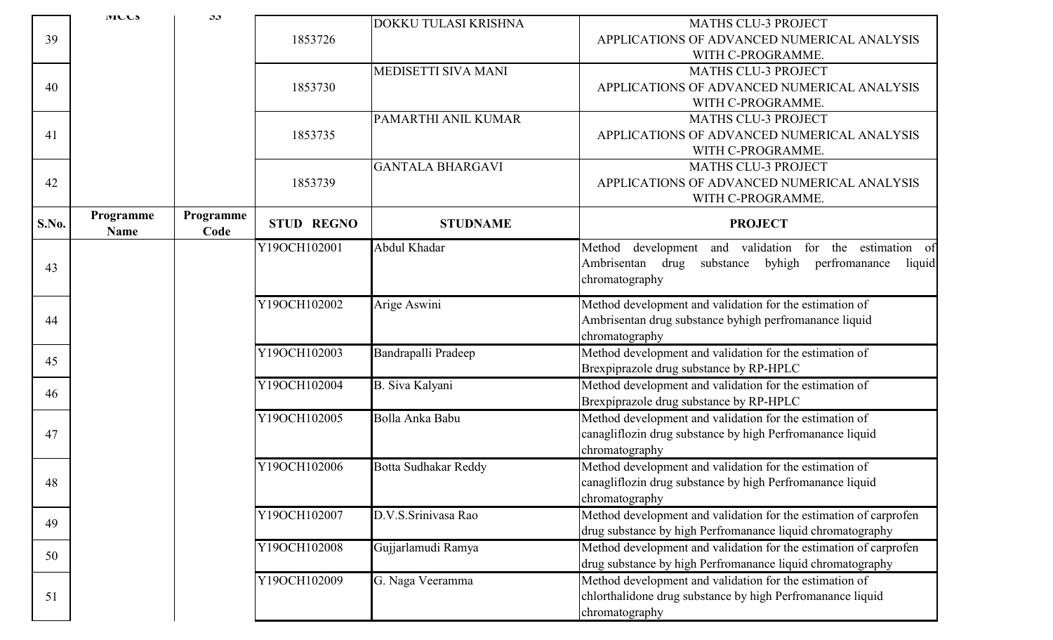| S.No. | Programme Name | Programme Code | STUD REGNO | STUDNAME | PROJECT |
|---|---|---|---|---|---|
| | MCCs | 33 | | | |
| 39 | | | 1853726 | DOKKU TULASI KRISHNA | MATHS CLU-3 PROJECT APPLICATIONS OF ADVANCED NUMERICAL ANALYSIS WITH C-PROGRAMME. |
| 40 | | | 1853730 | MEDISETTI SIVA MANI | MATHS CLU-3 PROJECT APPLICATIONS OF ADVANCED NUMERICAL ANALYSIS WITH C-PROGRAMME. |
| 41 | | | 1853735 | PAMARTHI ANIL KUMAR | MATHS CLU-3 PROJECT APPLICATIONS OF ADVANCED NUMERICAL ANALYSIS WITH C-PROGRAMME. |
| 42 | | | 1853739 | GANTALA BHARGAVI | MATHS CLU-3 PROJECT APPLICATIONS OF ADVANCED NUMERICAL ANALYSIS WITH C-PROGRAMME. |

| S.No. | Programme Name | Programme Code | STUD REGNO | STUDNAME | PROJECT |
|---|---|---|---|---|---|
| 43 | | | Y19OCH102001 | Abdul Khadar | Method development and validation for the estimation of Ambrisentan drug substance byhigh perfromanance liquid chromatography |
| 44 | | | Y19OCH102002 | Arige Aswini | Method development and validation for the estimation of Ambrisentan drug substance byhigh perfromanance liquid chromatography |
| 45 | | | Y19OCH102003 | Bandrapalli Pradeep | Method development and validation for the estimation of Brexpiprazole drug substance by RP-HPLC |
| 46 | | | Y19OCH102004 | B. Siva Kalyani | Method development and validation for the estimation of Brexpiprazole drug substance by RP-HPLC |
| 47 | | | Y19OCH102005 | Bolla Anka Babu | Method development and validation for the estimation of canagliflozin drug substance by high Perfromanance liquid chromatography |
| 48 | | | Y19OCH102006 | Botta Sudhakar Reddy | Method development and validation for the estimation of canagliflozin drug substance by high Perfromanance liquid chromatography |
| 49 | | | Y19OCH102007 | D.V.S.Srinivasa Rao | Method development and validation for the estimation of carprofen drug substance by high Perfromanance liquid chromatography |
| 50 | | | Y19OCH102008 | Gujjarlamudi Ramya | Method development and validation for the estimation of carprofen drug substance by high Perfromanance liquid chromatography |
| 51 | | | Y19OCH102009 | G. Naga Veeramma | Method development and validation for the estimation of chlorthalidone drug substance by high Perfromanance liquid chromatography |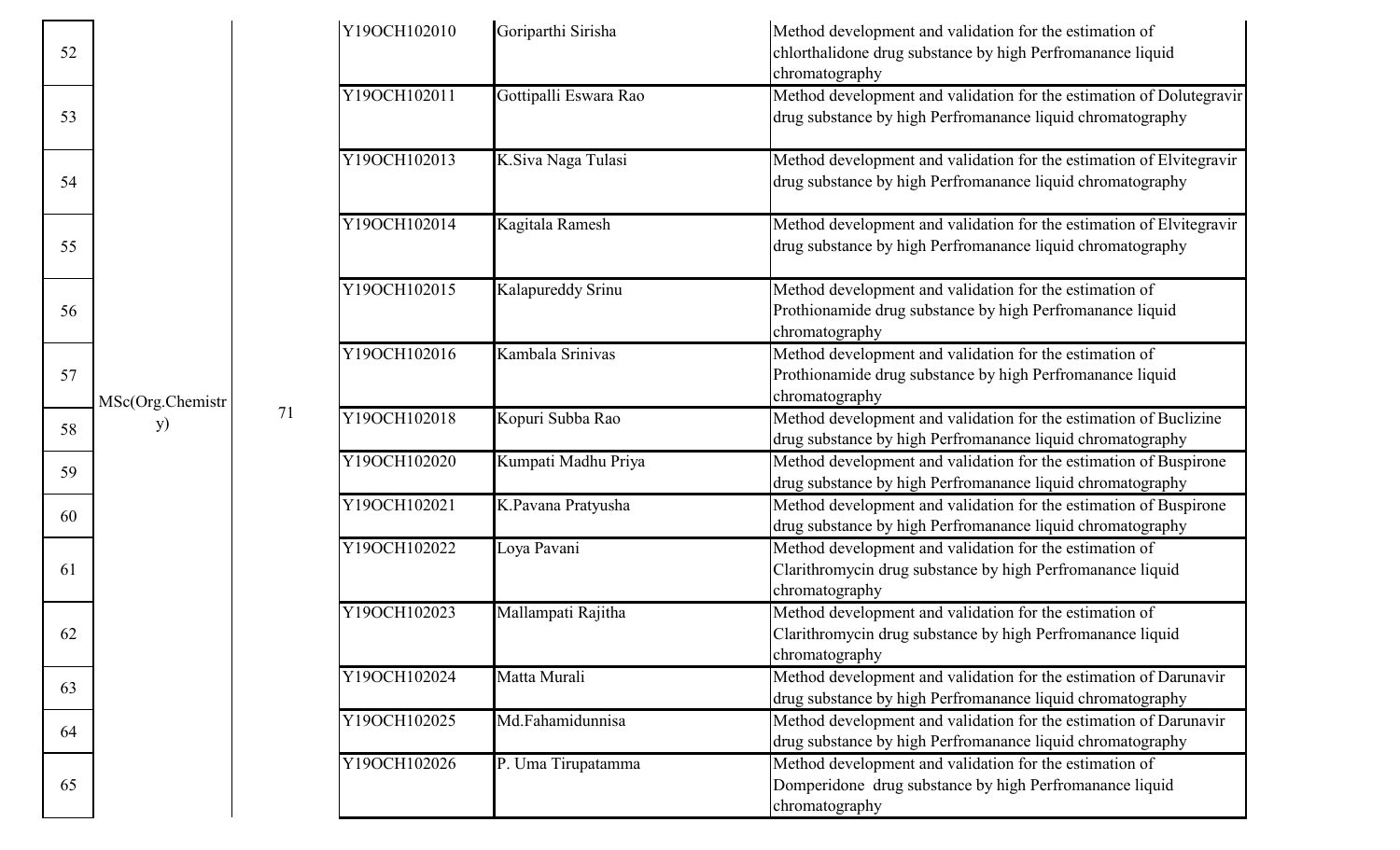| | | | | | |
|---|---|---|---|---|---|
| 52 | MSc(Org.Chemistry) | 71 | Y19OCH102010 | Goriparthi Sirisha | Method development and validation for the estimation of chlorthalidone drug substance by high Perfromanance liquid chromatography |
| 53 | | | Y19OCH102011 | Gottipalli Eswara Rao | Method development and validation for the estimation of Dolutegravir drug substance by high Perfromanance liquid chromatography |
| 54 | | | Y19OCH102013 | K.Siva Naga Tulasi | Method development and validation for the estimation of Elvitegravir drug substance by high Perfromanance liquid chromatography |
| 55 | | | Y19OCH102014 | Kagitala Ramesh | Method development and validation for the estimation of Elvitegravir drug substance by high Perfromanance liquid chromatography |
| 56 | | | Y19OCH102015 | Kalapureddy Srinu | Method development and validation for the estimation of Prothionamide drug substance by high Perfromanance liquid chromatography |
| 57 | | | Y19OCH102016 | Kambala Srinivas | Method development and validation for the estimation of Prothionamide drug substance by high Perfromanance liquid chromatography |
| 58 | | | Y19OCH102018 | Kopuri Subba Rao | Method development and validation for the estimation of Buclizine drug substance by high Perfromanance liquid chromatography |
| 59 | | | Y19OCH102020 | Kumpati Madhu Priya | Method development and validation for the estimation of Buspirone drug substance by high Perfromanance liquid chromatography |
| 60 | | | Y19OCH102021 | K.Pavana Pratyusha | Method development and validation for the estimation of Buspirone drug substance by high Perfromanance liquid chromatography |
| 61 | | | Y19OCH102022 | Loya Pavani | Method development and validation for the estimation of Clarithromycin drug substance by high Perfromanance liquid chromatography |
| 62 | | | Y19OCH102023 | Mallampati Rajitha | Method development and validation for the estimation of Clarithromycin drug substance by high Perfromanance liquid chromatography |
| 63 | | | Y19OCH102024 | Matta Murali | Method development and validation for the estimation of Darunavir drug substance by high Perfromanance liquid chromatography |
| 64 | | | Y19OCH102025 | Md.Fahamidunnisa | Method development and validation for the estimation of Darunavir drug substance by high Perfromanance liquid chromatography |
| 65 | | | Y19OCH102026 | P. Uma Tirupatamma | Method development and validation for the estimation of Domperidone drug substance by high Perfromanance liquid chromatography |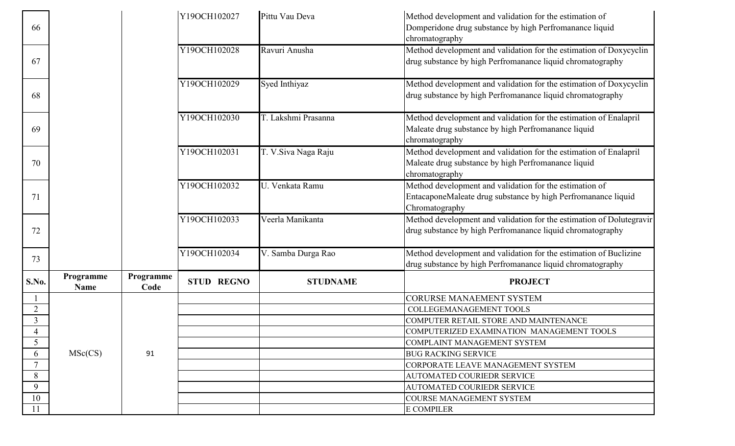| | | | | | |
|---|---|---|---|---|---|
| 66 | | | Y19OCH102027 | Pittu Vau Deva | Method development and validation for the estimation of Domperidone drug substance by high Perfromanance liquid chromatography |
| 67 | | | Y19OCH102028 | Ravuri Anusha | Method development and validation for the estimation of Doxycyclin drug substance by high Perfromanance liquid chromatography |
| 68 | | | Y19OCH102029 | Syed Inthiyaz | Method development and validation for the estimation of Doxycyclin drug substance by high Perfromanance liquid chromatography |
| 69 | | | Y19OCH102030 | T. Lakshmi Prasanna | Method development and validation for the estimation of Enalapril Maleate drug substance by high Perfromanance liquid chromatography |
| 70 | | | Y19OCH102031 | T. V.Siva Naga Raju | Method development and validation for the estimation of Enalapril Maleate drug substance by high Perfromanance liquid chromatography |
| 71 | | | Y19OCH102032 | U. Venkata Ramu | Method development and validation for the estimation of EntacaponeMaleate drug substance by high Perfromanance liquid Chromatography |
| 72 | | | Y19OCH102033 | Veerla Manikanta | Method development and validation for the estimation of Dolutegravir drug substance by high Perfromanance liquid chromatography |
| 73 | | | Y19OCH102034 | V. Samba Durga Rao | Method development and validation for the estimation of Buclizine drug substance by high Perfromanance liquid chromatography |

| S.No. | Programme Name | Programme Code | STUD REGNO | STUDNAME | PROJECT |
|---|---|---|---|---|---|
| 1 | | | | | CORURSE MANAEMENT SYSTEM |
| 2 | | | | | COLLEGEMANAGEMENT TOOLS |
| 3 | | | | | COMPUTER RETAIL STORE AND MAINTENANCE |
| 4 | | | | | COMPUTERIZED EXAMINATION MANAGEMENT TOOLS |
| 5 | | | | | COMPLAINT MANAGEMENT SYSTEM |
| 6 | MSc(CS) | 91 | | | BUG RACKING SERVICE |
| 7 | | | | | CORPORATE LEAVE MANAGEMENT SYSTEM |
| 8 | | | | | AUTOMATED COURIEDR SERVICE |
| 9 | | | | | AUTOMATED COURIEDR SERVICE |
| 10 | | | | | COURSE MANAGEMENT SYSTEM |
| 11 | | | | | E COMPILER |